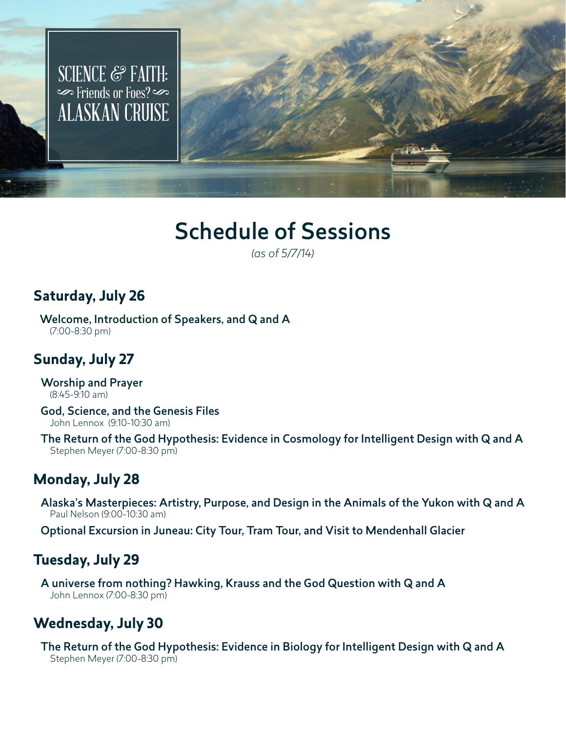SCIENCE & FAITH:
Friends or Foes?
ALASKAN CRUISE

# Schedule of Sessions

*(as of 5/7/14)*

## Saturday, July 26

**Welcome, Introduction of Speakers, and Q and A**
(7:00-8:30 pm)

## Sunday, July 27

**Worship and Prayer**
(8:45-9:10 am)

**God, Science, and the Genesis Files**
John Lennox (9:10-10:30 am)

**The Return of the God Hypothesis: Evidence in Cosmology for Intelligent Design with Q and A**
Stephen Meyer (7:00-8:30 pm)

## Monday, July 28

**Alaska's Masterpieces: Artistry, Purpose, and Design in the Animals of the Yukon with Q and A**
Paul Nelson (9:00-10:30 am)

**Optional Excursion in Juneau: City Tour, Tram Tour, and Visit to Mendenhall Glacier**

## Tuesday, July 29

**A universe from nothing? Hawking, Krauss and the God Question with Q and A**
John Lennox (7:00-8:30 pm)

## Wednesday, July 30

**The Return of the God Hypothesis: Evidence in Biology for Intelligent Design with Q and A**
Stephen Meyer (7:00-8:30 pm)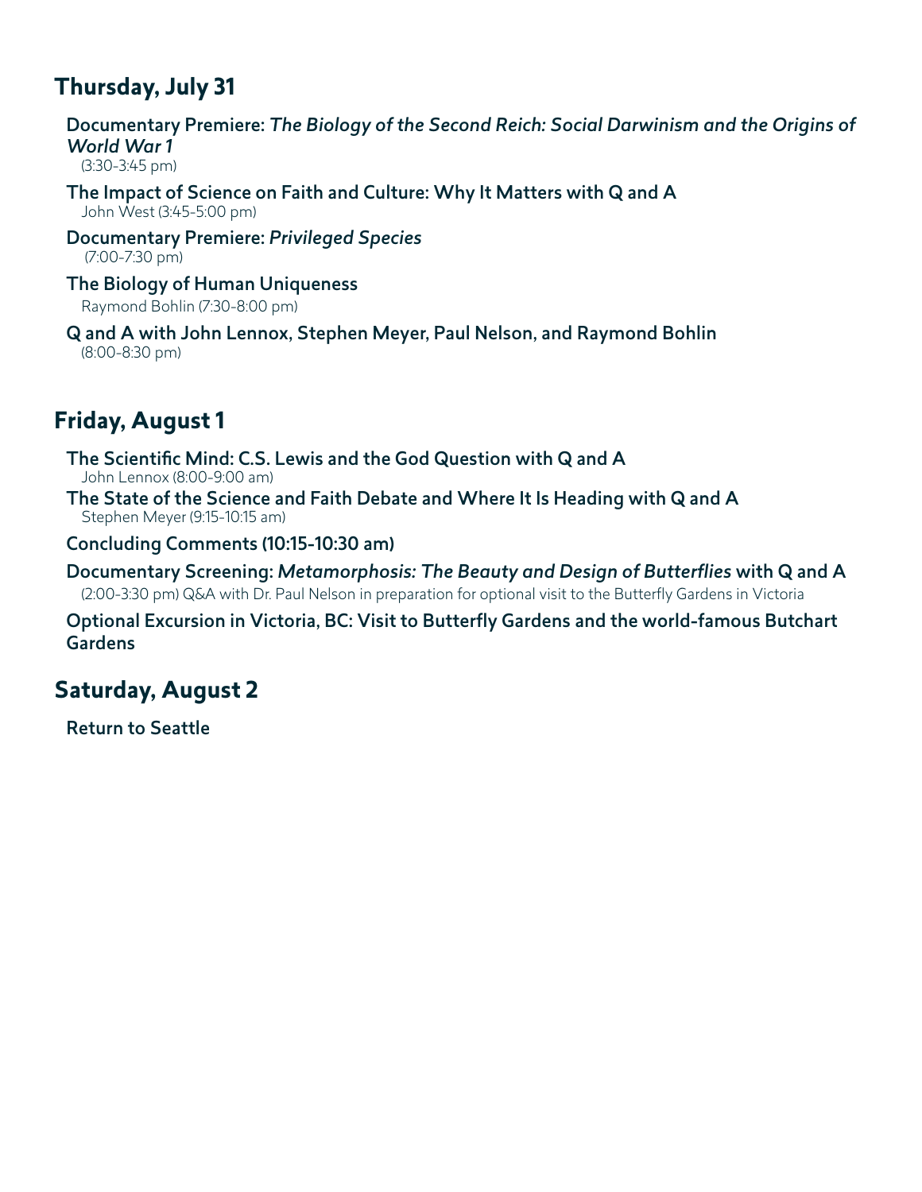## Thursday, July 31

**Documentary Premiere: *The Biology of the Second Reich: Social Darwinism and the Origins of World War 1***
(3:30-3:45 pm)

**The Impact of Science on Faith and Culture: Why It Matters with Q and A**
John West (3:45-5:00 pm)

**Documentary Premiere: *Privileged Species***
(7:00-7:30 pm)

**The Biology of Human Uniqueness**
Raymond Bohlin (7:30-8:00 pm)

**Q and A with John Lennox, Stephen Meyer, Paul Nelson, and Raymond Bohlin**
(8:00-8:30 pm)

## Friday, August 1

**The Scientific Mind: C.S. Lewis and the God Question with Q and A**
John Lennox (8:00-9:00 am)

**The State of the Science and Faith Debate and Where It Is Heading with Q and A**
Stephen Meyer (9:15-10:15 am)

**Concluding Comments (10:15-10:30 am)**

**Documentary Screening: *Metamorphosis: The Beauty and Design of Butterflies* with Q and A**
(2:00-3:30 pm) Q&A with Dr. Paul Nelson in preparation for optional visit to the Butterfly Gardens in Victoria

**Optional Excursion in Victoria, BC: Visit to Butterfly Gardens and the world-famous Butchart Gardens**

## Saturday, August 2

**Return to Seattle**